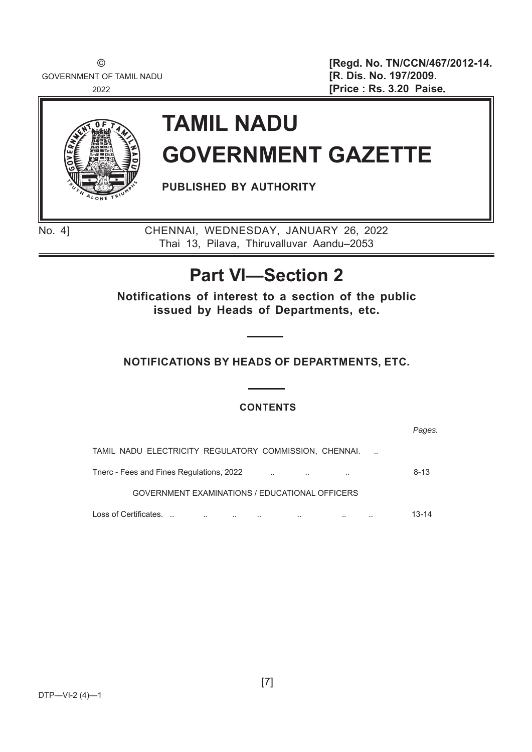©
GOVERNMENT OF TAMIL NADU
2022

[Regd. No. TN/CCN/467/2012-14.
[R. Dis. No. 197/2009.
[Price : Rs. 3.20 Paise.

# TAMIL NADU GOVERNMENT GAZETTE

**PUBLISHED BY AUTHORITY**

No. 4] CHENNAI, WEDNESDAY, JANUARY 26, 2022
Thai 13, Pilava, Thiruvalluvar Aandu–2053

## Part VI—Section 2

**Notifications of interest to a section of the public issued by Heads of Departments, etc.**

### NOTIFICATIONS BY HEADS OF DEPARTMENTS, ETC.

### CONTENTS

| | *Pages.* |
|---|---|
| TAMIL NADU ELECTRICITY REGULATORY COMMISSION, CHENNAI. .. | |
| Tnerc - Fees and Fines Regulations, 2022 .. .. .. | 8-13 |
| GOVERNMENT EXAMINATIONS / EDUCATIONAL OFFICERS | |
| Loss of Certificates. .. .. .. .. .. .. .. | 13-14 |

DTP—VI-2 (4)—1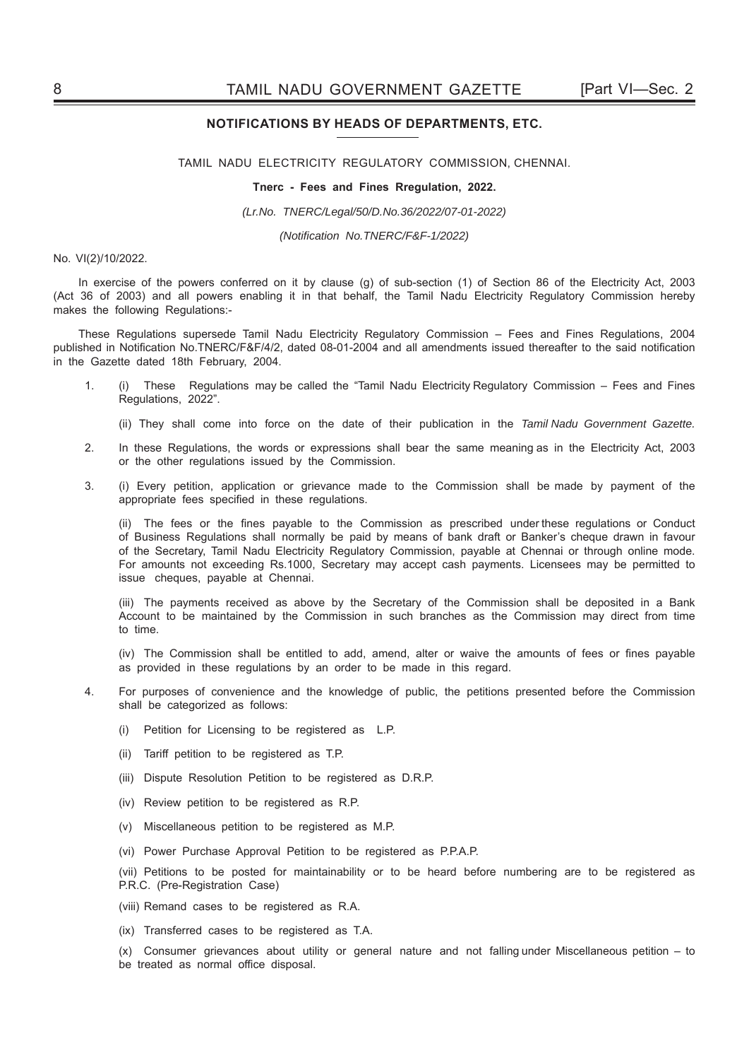## NOTIFICATIONS BY HEADS OF DEPARTMENTS, ETC.

TAMIL NADU ELECTRICITY REGULATORY COMMISSION, CHENNAI.

**Tnerc - Fees and Fines Rregulation, 2022.**

*(Lr.No. TNERC/Legal/50/D.No.36/2022/07-01-2022)*

*(Notification No.TNERC/F&F-1/2022)*

No. VI(2)/10/2022.

In exercise of the powers conferred on it by clause (g) of sub-section (1) of Section 86 of the Electricity Act, 2003 (Act 36 of 2003) and all powers enabling it in that behalf, the Tamil Nadu Electricity Regulatory Commission hereby makes the following Regulations:-

These Regulations supersede Tamil Nadu Electricity Regulatory Commission – Fees and Fines Regulations, 2004 published in Notification No.TNERC/F&F/4/2, dated 08-01-2004 and all amendments issued thereafter to the said notification in the Gazette dated 18th February, 2004.

1. (i) These Regulations may be called the "Tamil Nadu Electricity Regulatory Commission – Fees and Fines Regulations, 2022".

   (ii) They shall come into force on the date of their publication in the *Tamil Nadu Government Gazette.*

2. In these Regulations, the words or expressions shall bear the same meaning as in the Electricity Act, 2003 or the other regulations issued by the Commission.

3. (i) Every petition, application or grievance made to the Commission shall be made by payment of the appropriate fees specified in these regulations.

   (ii) The fees or the fines payable to the Commission as prescribed under these regulations or Conduct of Business Regulations shall normally be paid by means of bank draft or Banker's cheque drawn in favour of the Secretary, Tamil Nadu Electricity Regulatory Commission, payable at Chennai or through online mode. For amounts not exceeding Rs.1000, Secretary may accept cash payments. Licensees may be permitted to issue cheques, payable at Chennai.

   (iii) The payments received as above by the Secretary of the Commission shall be deposited in a Bank Account to be maintained by the Commission in such branches as the Commission may direct from time to time.

   (iv) The Commission shall be entitled to add, amend, alter or waive the amounts of fees or fines payable as provided in these regulations by an order to be made in this regard.

4. For purposes of convenience and the knowledge of public, the petitions presented before the Commission shall be categorized as follows:

   (i) Petition for Licensing to be registered as L.P.

   (ii) Tariff petition to be registered as T.P.

   (iii) Dispute Resolution Petition to be registered as D.R.P.

   (iv) Review petition to be registered as R.P.

   (v) Miscellaneous petition to be registered as M.P.

   (vi) Power Purchase Approval Petition to be registered as P.P.A.P.

   (vii) Petitions to be posted for maintainability or to be heard before numbering are to be registered as P.R.C. (Pre-Registration Case)

   (viii) Remand cases to be registered as R.A.

   (ix) Transferred cases to be registered as T.A.

   (x) Consumer grievances about utility or general nature and not falling under Miscellaneous petition – to be treated as normal office disposal.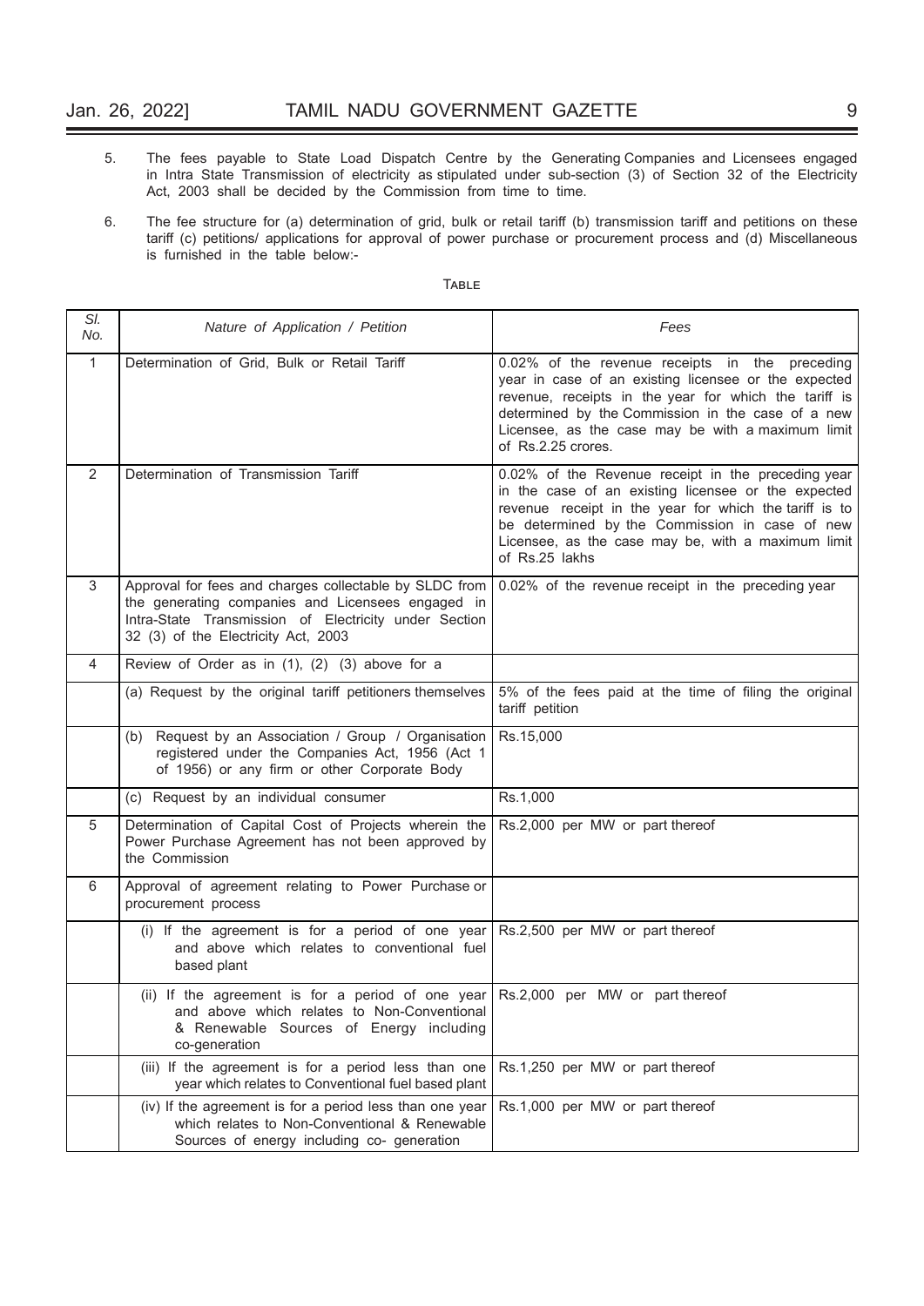5. The fees payable to State Load Dispatch Centre by the Generating Companies and Licensees engaged in Intra State Transmission of electricity as stipulated under sub-section (3) of Section 32 of the Electricity Act, 2003 shall be decided by the Commission from time to time.

6. The fee structure for (a) determination of grid, bulk or retail tariff (b) transmission tariff and petitions on these tariff (c) petitions/ applications for approval of power purchase or procurement process and (d) Miscellaneous is furnished in the table below:-

TABLE

| *Sl. No.* | *Nature of Application / Petition* | *Fees* |
|---|---|---|
| 1 | Determination of Grid, Bulk or Retail Tariff | 0.02% of the revenue receipts in the preceding year in case of an existing licensee or the expected revenue, receipts in the year for which the tariff is determined by the Commission in the case of a new Licensee, as the case may be with a maximum limit of Rs.2.25 crores. |
| 2 | Determination of Transmission Tariff | 0.02% of the Revenue receipt in the preceding year in the case of an existing licensee or the expected revenue receipt in the year for which the tariff is to be determined by the Commission in case of new Licensee, as the case may be, with a maximum limit of Rs.25 lakhs |
| 3 | Approval for fees and charges collectable by SLDC from the generating companies and Licensees engaged in Intra-State Transmission of Electricity under Section 32 (3) of the Electricity Act, 2003 | 0.02% of the revenue receipt in the preceding year |
| 4 | Review of Order as in (1), (2) (3) above for a | |
| | (a) Request by the original tariff petitioners themselves | 5% of the fees paid at the time of filing the original tariff petition |
| | (b) Request by an Association / Group / Organisation registered under the Companies Act, 1956 (Act 1 of 1956) or any firm or other Corporate Body | Rs.15,000 |
| | (c) Request by an individual consumer | Rs.1,000 |
| 5 | Determination of Capital Cost of Projects wherein the Power Purchase Agreement has not been approved by the Commission | Rs.2,000 per MW or part thereof |
| 6 | Approval of agreement relating to Power Purchase or procurement process | |
| | (i) If the agreement is for a period of one year and above which relates to conventional fuel based plant | Rs.2,500 per MW or part thereof |
| | (ii) If the agreement is for a period of one year and above which relates to Non-Conventional & Renewable Sources of Energy including co-generation | Rs.2,000 per MW or part thereof |
| | (iii) If the agreement is for a period less than one year which relates to Conventional fuel based plant | Rs.1,250 per MW or part thereof |
| | (iv) If the agreement is for a period less than one year which relates to Non-Conventional & Renewable Sources of energy including co- generation | Rs.1,000 per MW or part thereof |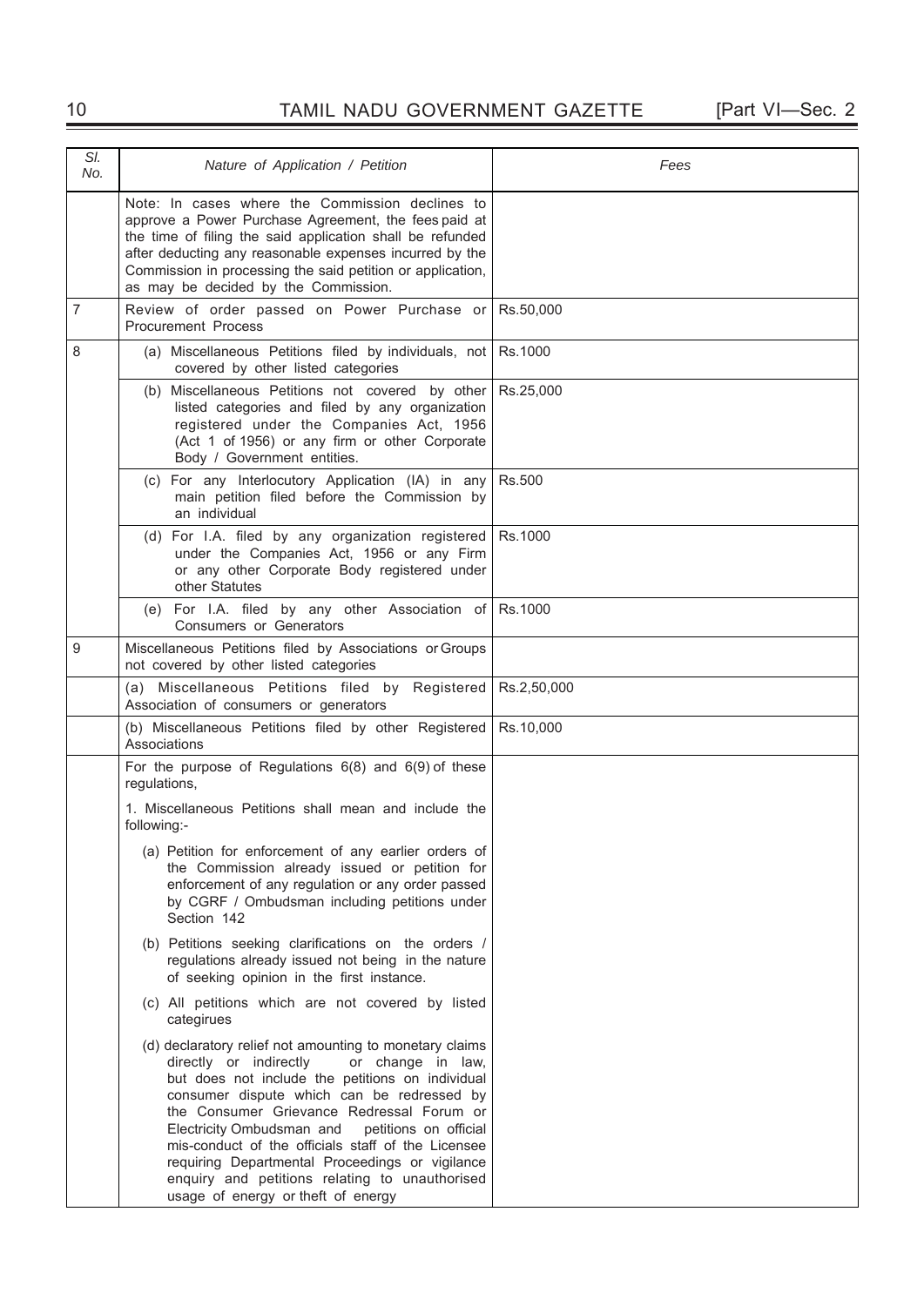| Sl. No. | Nature of Application / Petition | Fees |
|---|---|---|
| | Note: In cases where the Commission declines to approve a Power Purchase Agreement, the fees paid at the time of filing the said application shall be refunded after deducting any reasonable expenses incurred by the Commission in processing the said petition or application, as may be decided by the Commission. | |
| 7 | Review of order passed on Power Purchase or Procurement Process | Rs.50,000 |
| 8 | (a) Miscellaneous Petitions filed by individuals, not covered by other listed categories | Rs.1000 |
| | (b) Miscellaneous Petitions not covered by other listed categories and filed by any organization registered under the Companies Act, 1956 (Act 1 of 1956) or any firm or other Corporate Body / Government entities. | Rs.25,000 |
| | (c) For any Interlocutory Application (IA) in any main petition filed before the Commission by an individual | Rs.500 |
| | (d) For I.A. filed by any organization registered under the Companies Act, 1956 or any Firm or any other Corporate Body registered under other Statutes | Rs.1000 |
| | (e) For I.A. filed by any other Association of Consumers or Generators | Rs.1000 |
| 9 | Miscellaneous Petitions filed by Associations or Groups not covered by other listed categories | |
| | (a) Miscellaneous Petitions filed by Registered Association of consumers or generators | Rs.2,50,000 |
| | (b) Miscellaneous Petitions filed by other Registered Associations | Rs.10,000 |
| | For the purpose of Regulations 6(8) and 6(9) of these regulations,<br><br>1. Miscellaneous Petitions shall mean and include the following:-<br><br>(a) Petition for enforcement of any earlier orders of the Commission already issued or petition for enforcement of any regulation or any order passed by CGRF / Ombudsman including petitions under Section 142<br><br>(b) Petitions seeking clarifications on the orders / regulations already issued not being in the nature of seeking opinion in the first instance.<br><br>(c) All petitions which are not covered by listed categirues<br><br>(d) declaratory relief not amounting to monetary claims directly or indirectly or change in law, but does not include the petitions on individual consumer dispute which can be redressed by the Consumer Grievance Redressal Forum or Electricity Ombudsman and petitions on official mis-conduct of the officials staff of the Licensee requiring Departmental Proceedings or vigilance enquiry and petitions relating to unauthorised usage of energy or theft of energy | |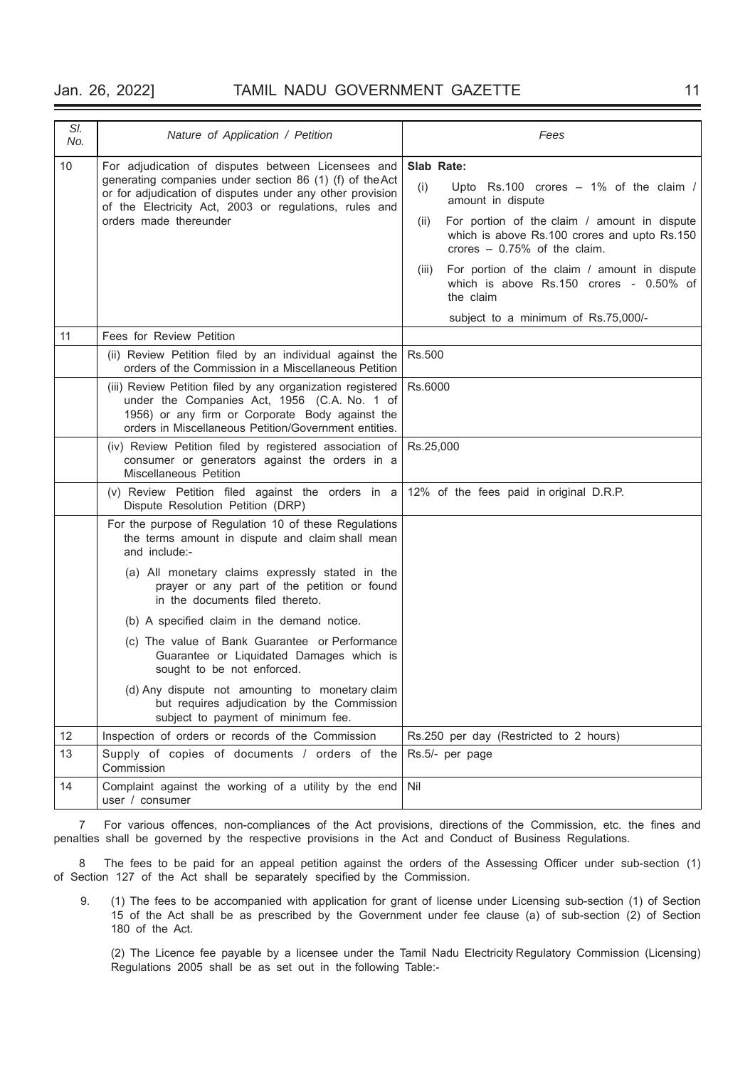| Sl. No. | Nature of Application / Petition | Fees |
|---|---|---|
| 10 | For adjudication of disputes between Licensees and generating companies under section 86 (1) (f) of the Act or for adjudication of disputes under any other provision of the Electricity Act, 2003 or regulations, rules and orders made thereunder | **Slab Rate:** (i) Upto Rs.100 crores – 1% of the claim / amount in dispute (ii) For portion of the claim / amount in dispute which is above Rs.100 crores and upto Rs.150 crores – 0.75% of the claim. (iii) For portion of the claim / amount in dispute which is above Rs.150 crores - 0.50% of the claim subject to a minimum of Rs.75,000/- |
| 11 | Fees for Review Petition | |
| | (ii) Review Petition filed by an individual against the orders of the Commission in a Miscellaneous Petition | Rs.500 |
| | (iii) Review Petition filed by any organization registered under the Companies Act, 1956 (C.A. No. 1 of 1956) or any firm or Corporate Body against the orders in Miscellaneous Petition/Government entities. | Rs.6000 |
| | (iv) Review Petition filed by registered association of consumer or generators against the orders in a Miscellaneous Petition | Rs.25,000 |
| | (v) Review Petition filed against the orders in a Dispute Resolution Petition (DRP) | 12% of the fees paid in original D.R.P. |
| | For the purpose of Regulation 10 of these Regulations the terms amount in dispute and claim shall mean and include:- (a) All monetary claims expressly stated in the prayer or any part of the petition or found in the documents filed thereto. (b) A specified claim in the demand notice. (c) The value of Bank Guarantee or Performance Guarantee or Liquidated Damages which is sought to be not enforced. (d) Any dispute not amounting to monetary claim but requires adjudication by the Commission subject to payment of minimum fee. | |
| 12 | Inspection of orders or records of the Commission | Rs.250 per day (Restricted to 2 hours) |
| 13 | Supply of copies of documents / orders of the Commission | Rs.5/- per page |
| 14 | Complaint against the working of a utility by the end user / consumer | Nil |

7 For various offences, non-compliances of the Act provisions, directions of the Commission, etc. the fines and penalties shall be governed by the respective provisions in the Act and Conduct of Business Regulations.

8 The fees to be paid for an appeal petition against the orders of the Assessing Officer under sub-section (1) of Section 127 of the Act shall be separately specified by the Commission.

9. (1) The fees to be accompanied with application for grant of license under Licensing sub-section (1) of Section 15 of the Act shall be as prescribed by the Government under fee clause (a) of sub-section (2) of Section 180 of the Act.

(2) The Licence fee payable by a licensee under the Tamil Nadu Electricity Regulatory Commission (Licensing) Regulations 2005 shall be as set out in the following Table:-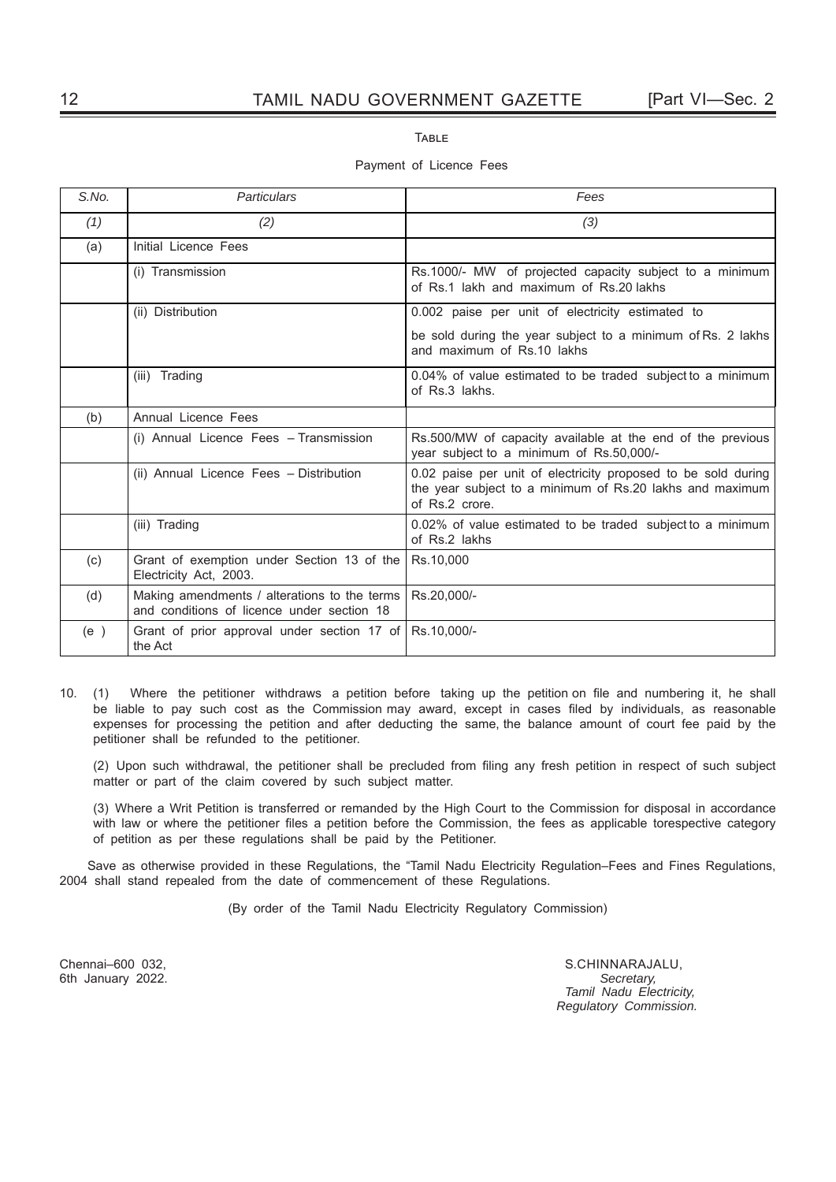TABLE

Payment of Licence Fees

| S.No. | Particulars | Fees |
|---|---|---|
| (1) | (2) | (3) |
| (a) | Initial Licence Fees | |
| | (i) Transmission | Rs.1000/- MW of projected capacity subject to a minimum of Rs.1 lakh and maximum of Rs.20 lakhs |
| | (ii) Distribution | 0.002 paise per unit of electricity estimated to be sold during the year subject to a minimum of Rs. 2 lakhs and maximum of Rs.10 lakhs |
| | (iii) Trading | 0.04% of value estimated to be traded subject to a minimum of Rs.3 lakhs. |
| (b) | Annual Licence Fees | |
| | (i) Annual Licence Fees – Transmission | Rs.500/MW of capacity available at the end of the previous year subject to a minimum of Rs.50,000/- |
| | (ii) Annual Licence Fees – Distribution | 0.02 paise per unit of electricity proposed to be sold during the year subject to a minimum of Rs.20 lakhs and maximum of Rs.2 crore. |
| | (iii) Trading | 0.02% of value estimated to be traded subject to a minimum of Rs.2 lakhs |
| (c) | Grant of exemption under Section 13 of the Electricity Act, 2003. | Rs.10,000 |
| (d) | Making amendments / alterations to the terms and conditions of licence under section 18 | Rs.20,000/- |
| (e ) | Grant of prior approval under section 17 of the Act | Rs.10,000/- |

10. (1) Where the petitioner withdraws a petition before taking up the petition on file and numbering it, he shall be liable to pay such cost as the Commission may award, except in cases filed by individuals, as reasonable expenses for processing the petition and after deducting the same, the balance amount of court fee paid by the petitioner shall be refunded to the petitioner.

(2) Upon such withdrawal, the petitioner shall be precluded from filing any fresh petition in respect of such subject matter or part of the claim covered by such subject matter.

(3) Where a Writ Petition is transferred or remanded by the High Court to the Commission for disposal in accordance with law or where the petitioner files a petition before the Commission, the fees as applicable torespective category of petition as per these regulations shall be paid by the Petitioner.

Save as otherwise provided in these Regulations, the "Tamil Nadu Electricity Regulation–Fees and Fines Regulations, 2004 shall stand repealed from the date of commencement of these Regulations.

(By order of the Tamil Nadu Electricity Regulatory Commission)

Chennai–600 032,
6th January 2022.

S.CHINNARAJALU,
*Secretary,*
*Tamil Nadu Electricity,*
*Regulatory Commission.*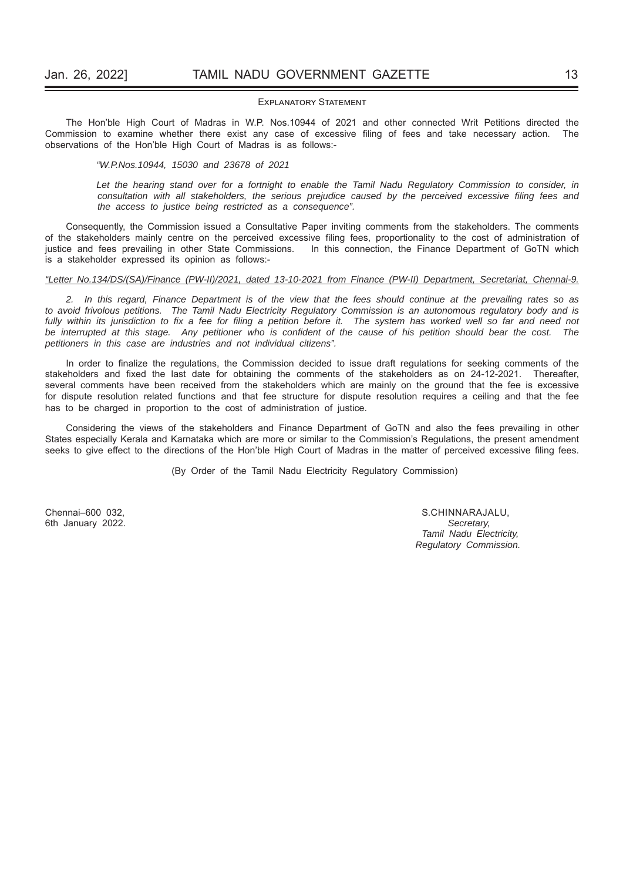## EXPLANATORY STATEMENT

The Hon'ble High Court of Madras in W.P. Nos.10944 of 2021 and other connected Writ Petitions directed the Commission to examine whether there exist any case of excessive filing of fees and take necessary action. The observations of the Hon'ble High Court of Madras is as follows:-

> *"W.P.Nos.10944, 15030 and 23678 of 2021*
>
> *Let the hearing stand over for a fortnight to enable the Tamil Nadu Regulatory Commission to consider, in consultation with all stakeholders, the serious prejudice caused by the perceived excessive filing fees and the access to justice being restricted as a consequence".*

Consequently, the Commission issued a Consultative Paper inviting comments from the stakeholders. The comments of the stakeholders mainly centre on the perceived excessive filing fees, proportionality to the cost of administration of justice and fees prevailing in other State Commissions. In this connection, the Finance Department of GoTN which is a stakeholder expressed its opinion as follows:-

*"Letter No.134/DS/(SA)/Finance (PW-II)/2021, dated 13-10-2021 from Finance (PW-II) Department, Secretariat, Chennai-9.*

*2. In this regard, Finance Department is of the view that the fees should continue at the prevailing rates so as to avoid frivolous petitions. The Tamil Nadu Electricity Regulatory Commission is an autonomous regulatory body and is fully within its jurisdiction to fix a fee for filing a petition before it. The system has worked well so far and need not be interrupted at this stage. Any petitioner who is confident of the cause of his petition should bear the cost. The petitioners in this case are industries and not individual citizens".*

In order to finalize the regulations, the Commission decided to issue draft regulations for seeking comments of the stakeholders and fixed the last date for obtaining the comments of the stakeholders as on 24-12-2021. Thereafter, several comments have been received from the stakeholders which are mainly on the ground that the fee is excessive for dispute resolution related functions and that fee structure for dispute resolution requires a ceiling and that the fee has to be charged in proportion to the cost of administration of justice.

Considering the views of the stakeholders and Finance Department of GoTN and also the fees prevailing in other States especially Kerala and Karnataka which are more or similar to the Commission's Regulations, the present amendment seeks to give effect to the directions of the Hon'ble High Court of Madras in the matter of perceived excessive filing fees.

(By Order of the Tamil Nadu Electricity Regulatory Commission)

Chennai–600 032,
6th January 2022.

S.CHINNARAJALU,
*Secretary,*
*Tamil Nadu Electricity,*
*Regulatory Commission.*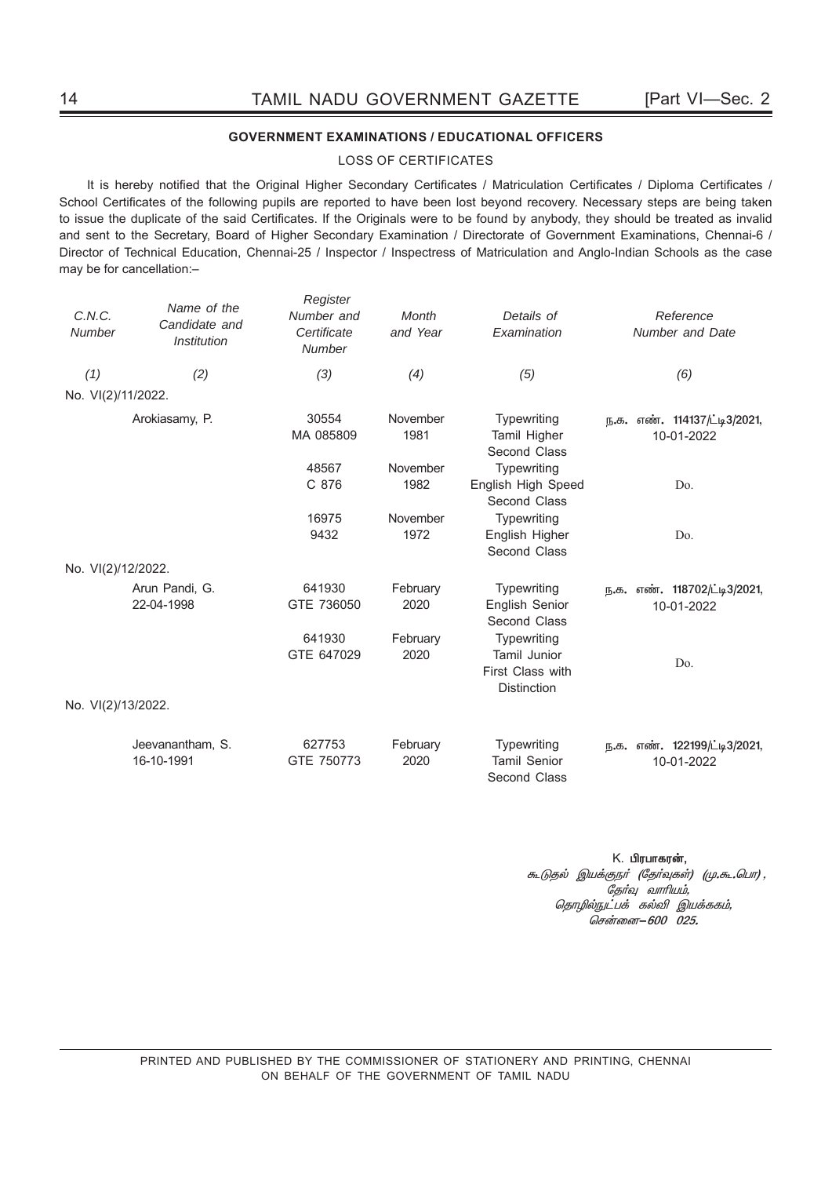## GOVERNMENT EXAMINATIONS / EDUCATIONAL OFFICERS

LOSS OF CERTIFICATES

It is hereby notified that the Original Higher Secondary Certificates / Matriculation Certificates / Diploma Certificates / School Certificates of the following pupils are reported to have been lost beyond recovery. Necessary steps are being taken to issue the duplicate of the said Certificates. If the Originals were to be found by anybody, they should be treated as invalid and sent to the Secretary, Board of Higher Secondary Examination / Directorate of Government Examinations, Chennai-6 / Director of Technical Education, Chennai-25 / Inspector / Inspectress of Matriculation and Anglo-Indian Schools as the case may be for cancellation:–

| *C.N.C. Number* | *Name of the Candidate and Institution* | *Register Number and Certificate Number* | *Month and Year* | *Details of Examination* | *Reference Number and Date* |
|---|---|---|---|---|---|
| *(1)* | *(2)* | *(3)* | *(4)* | *(5)* | *(6)* |
| No. VI(2)/11/2022. | | | | | |
| | Arokiasamy, P. | 30554 MA 085809 | November 1981 | Typewriting Tamil Higher Second Class | ந.க. எண். 114137/ட்டி3/2021, 10-01-2022 |
| | | 48567 C 876 | November 1982 | Typewriting English High Speed Second Class | Do. |
| | | 16975 9432 | November 1972 | Typewriting English Higher Second Class | Do. |
| No. VI(2)/12/2022. | | | | | |
| | Arun Pandi, G. 22-04-1998 | 641930 GTE 736050 | February 2020 | Typewriting English Senior Second Class | ந.க. எண். 118702/ட்டி3/2021, 10-01-2022 |
| | | 641930 GTE 647029 | February 2020 | Typewriting Tamil Junior First Class with Distinction | Do. |
| No. VI(2)/13/2022. | | | | | |
| | Jeevanantham, S. 16-10-1991 | 627753 GTE 750773 | February 2020 | Typewriting Tamil Senior Second Class | ந.க. எண். 122199/ட்டி3/2021, 10-01-2022 |

K. **பிரபாகரன்,**
*கூடுதல் இயக்குநர் (தேர்வுகள்) (மு.கூ.பொ),*
*தேர்வு வாரியம்,*
*தொழில்நுட்பக் கல்வி இயக்ககம்,*
*சென்னை–**600 025.***

PRINTED AND PUBLISHED BY THE COMMISSIONER OF STATIONERY AND PRINTING, CHENNAI ON BEHALF OF THE GOVERNMENT OF TAMIL NADU